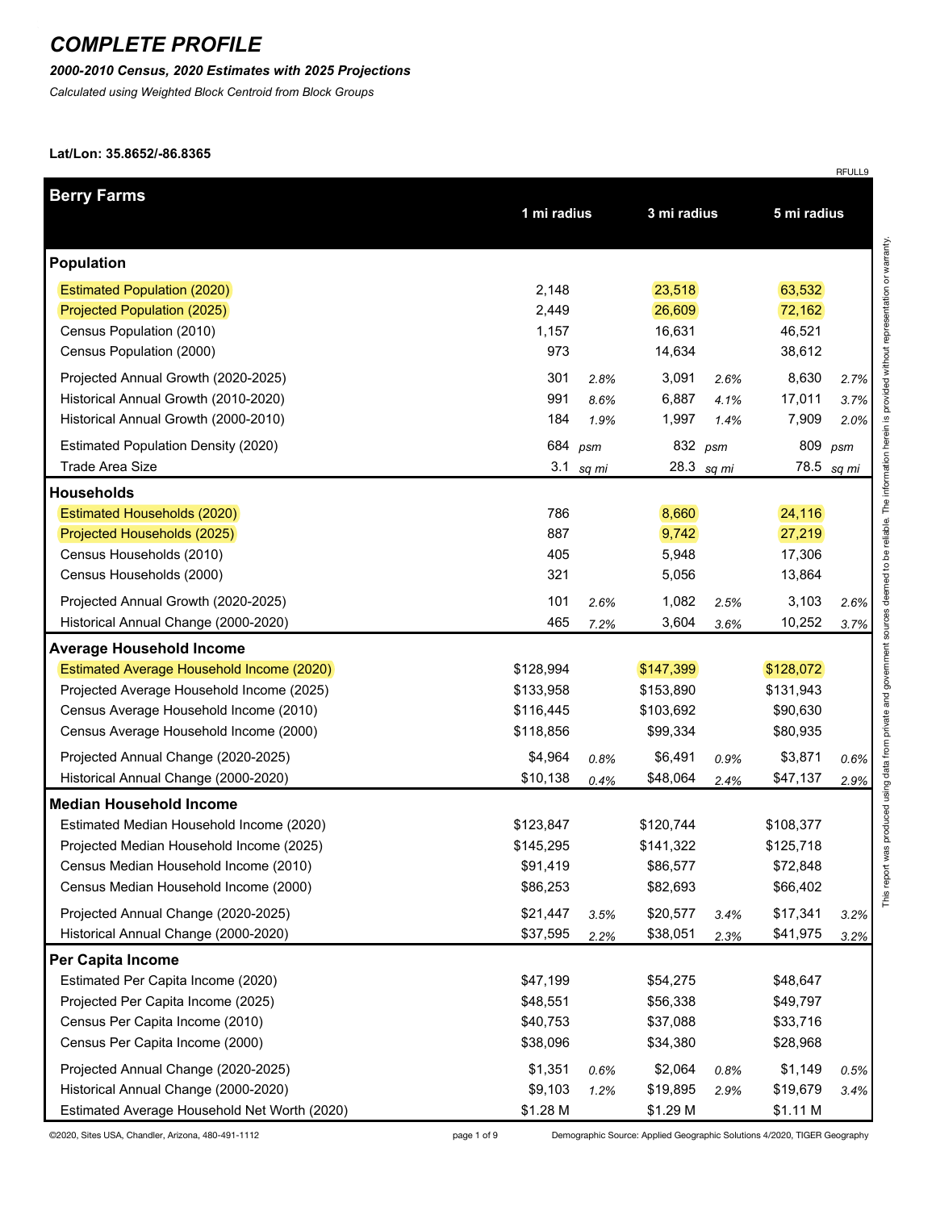# COMPLETE PROFILE

***2000-2010 Census, 2020 Estimates with 2025 Projections***

*Calculated using Weighted Block Centroid from Block Groups*

**Lat/Lon: 35.8652/-86.8365**

RFULL9

| Berry Farms | 1 mi radius | | 3 mi radius | | 5 mi radius | |
|---|---|---|---|---|---|---|
| **Population** | | | | | | |
| Estimated Population (2020) | 2,148 | | 23,518 | | 63,532 | |
| Projected Population (2025) | 2,449 | | 26,609 | | 72,162 | |
| Census Population (2010) | 1,157 | | 16,631 | | 46,521 | |
| Census Population (2000) | 973 | | 14,634 | | 38,612 | |
| Projected Annual Growth (2020-2025) | 301 | *2.8%* | 3,091 | *2.6%* | 8,630 | *2.7%* |
| Historical Annual Growth (2010-2020) | 991 | *8.6%* | 6,887 | *4.1%* | 17,011 | *3.7%* |
| Historical Annual Growth (2000-2010) | 184 | *1.9%* | 1,997 | *1.4%* | 7,909 | *2.0%* |
| Estimated Population Density (2020) | 684 | *psm* | 832 | *psm* | 809 | *psm* |
| Trade Area Size | 3.1 | *sq mi* | 28.3 | *sq mi* | 78.5 | *sq mi* |
| **Households** | | | | | | |
| Estimated Households (2020) | 786 | | 8,660 | | 24,116 | |
| Projected Households (2025) | 887 | | 9,742 | | 27,219 | |
| Census Households (2010) | 405 | | 5,948 | | 17,306 | |
| Census Households (2000) | 321 | | 5,056 | | 13,864 | |
| Projected Annual Growth (2020-2025) | 101 | *2.6%* | 1,082 | *2.5%* | 3,103 | *2.6%* |
| Historical Annual Change (2000-2020) | 465 | *7.2%* | 3,604 | *3.6%* | 10,252 | *3.7%* |
| **Average Household Income** | | | | | | |
| Estimated Average Household Income (2020) | $128,994 | | $147,399 | | $128,072 | |
| Projected Average Household Income (2025) | $133,958 | | $153,890 | | $131,943 | |
| Census Average Household Income (2010) | $116,445 | | $103,692 | | $90,630 | |
| Census Average Household Income (2000) | $118,856 | | $99,334 | | $80,935 | |
| Projected Annual Change (2020-2025) | $4,964 | *0.8%* | $6,491 | *0.9%* | $3,871 | *0.6%* |
| Historical Annual Change (2000-2020) | $10,138 | *0.4%* | $48,064 | *2.4%* | $47,137 | *2.9%* |
| **Median Household Income** | | | | | | |
| Estimated Median Household Income (2020) | $123,847 | | $120,744 | | $108,377 | |
| Projected Median Household Income (2025) | $145,295 | | $141,322 | | $125,718 | |
| Census Median Household Income (2010) | $91,419 | | $86,577 | | $72,848 | |
| Census Median Household Income (2000) | $86,253 | | $82,693 | | $66,402 | |
| Projected Annual Change (2020-2025) | $21,447 | *3.5%* | $20,577 | *3.4%* | $17,341 | *3.2%* |
| Historical Annual Change (2000-2020) | $37,595 | *2.2%* | $38,051 | *2.3%* | $41,975 | *3.2%* |
| **Per Capita Income** | | | | | | |
| Estimated Per Capita Income (2020) | $47,199 | | $54,275 | | $48,647 | |
| Projected Per Capita Income (2025) | $48,551 | | $56,338 | | $49,797 | |
| Census Per Capita Income (2010) | $40,753 | | $37,088 | | $33,716 | |
| Census Per Capita Income (2000) | $38,096 | | $34,380 | | $28,968 | |
| Projected Annual Change (2020-2025) | $1,351 | *0.6%* | $2,064 | *0.8%* | $1,149 | *0.5%* |
| Historical Annual Change (2000-2020) | $9,103 | *1.2%* | $19,895 | *2.9%* | $19,679 | *3.4%* |
| Estimated Average Household Net Worth (2020) | $1.28 M | | $1.29 M | | $1.11 M | |

This report was produced using data from private and government sources deemed to be reliable. The information herein is provided without representation or warranty.

©2020, Sites USA, Chandler, Arizona, 480-491-1112

Demographic Source: Applied Geographic Solutions 4/2020, TIGER Geography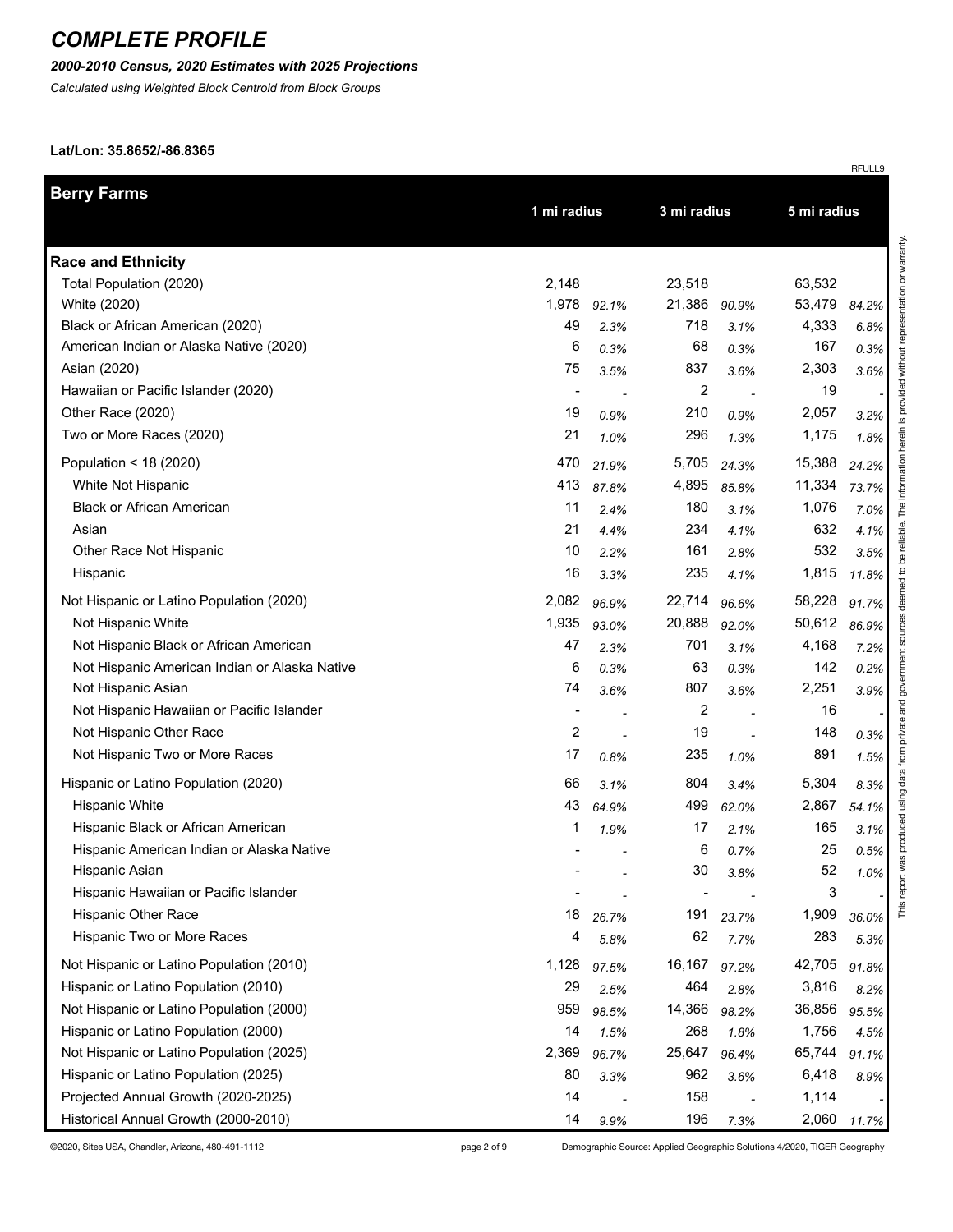# COMPLETE PROFILE

***2000-2010 Census, 2020 Estimates with 2025 Projections***

*Calculated using Weighted Block Centroid from Block Groups*

**Lat/Lon: 35.8652/-86.8365**

RFULL9

| **Berry Farms** | 1 mi radius | | 3 mi radius | | 5 mi radius | |
|---|---|---|---|---|---|---|
| **Race and Ethnicity** | | | | | | |
| Total Population (2020) | 2,148 | | 23,518 | | 63,532 | |
| White (2020) | 1,978 | *92.1%* | 21,386 | *90.9%* | 53,479 | *84.2%* |
| Black or African American (2020) | 49 | *2.3%* | 718 | *3.1%* | 4,333 | *6.8%* |
| American Indian or Alaska Native (2020) | 6 | *0.3%* | 68 | *0.3%* | 167 | *0.3%* |
| Asian (2020) | 75 | *3.5%* | 837 | *3.6%* | 2,303 | *3.6%* |
| Hawaiian or Pacific Islander (2020) | - | - | 2 | - | 19 | - |
| Other Race (2020) | 19 | *0.9%* | 210 | *0.9%* | 2,057 | *3.2%* |
| Two or More Races (2020) | 21 | *1.0%* | 296 | *1.3%* | 1,175 | *1.8%* |
| Population < 18 (2020) | 470 | *21.9%* | 5,705 | *24.3%* | 15,388 | *24.2%* |
| White Not Hispanic | 413 | *87.8%* | 4,895 | *85.8%* | 11,334 | *73.7%* |
| Black or African American | 11 | *2.4%* | 180 | *3.1%* | 1,076 | *7.0%* |
| Asian | 21 | *4.4%* | 234 | *4.1%* | 632 | *4.1%* |
| Other Race Not Hispanic | 10 | *2.2%* | 161 | *2.8%* | 532 | *3.5%* |
| Hispanic | 16 | *3.3%* | 235 | *4.1%* | 1,815 | *11.8%* |
| Not Hispanic or Latino Population (2020) | 2,082 | *96.9%* | 22,714 | *96.6%* | 58,228 | *91.7%* |
| Not Hispanic White | 1,935 | *93.0%* | 20,888 | *92.0%* | 50,612 | *86.9%* |
| Not Hispanic Black or African American | 47 | *2.3%* | 701 | *3.1%* | 4,168 | *7.2%* |
| Not Hispanic American Indian or Alaska Native | 6 | *0.3%* | 63 | *0.3%* | 142 | *0.2%* |
| Not Hispanic Asian | 74 | *3.6%* | 807 | *3.6%* | 2,251 | *3.9%* |
| Not Hispanic Hawaiian or Pacific Islander | - | - | 2 | - | 16 | - |
| Not Hispanic Other Race | 2 | - | 19 | - | 148 | *0.3%* |
| Not Hispanic Two or More Races | 17 | *0.8%* | 235 | *1.0%* | 891 | *1.5%* |
| Hispanic or Latino Population (2020) | 66 | *3.1%* | 804 | *3.4%* | 5,304 | *8.3%* |
| Hispanic White | 43 | *64.9%* | 499 | *62.0%* | 2,867 | *54.1%* |
| Hispanic Black or African American | 1 | *1.9%* | 17 | *2.1%* | 165 | *3.1%* |
| Hispanic American Indian or Alaska Native | - | - | 6 | *0.7%* | 25 | *0.5%* |
| Hispanic Asian | - | - | 30 | *3.8%* | 52 | *1.0%* |
| Hispanic Hawaiian or Pacific Islander | - | - | - | - | 3 | - |
| Hispanic Other Race | 18 | *26.7%* | 191 | *23.7%* | 1,909 | *36.0%* |
| Hispanic Two or More Races | 4 | *5.8%* | 62 | *7.7%* | 283 | *5.3%* |
| Not Hispanic or Latino Population (2010) | 1,128 | *97.5%* | 16,167 | *97.2%* | 42,705 | *91.8%* |
| Hispanic or Latino Population (2010) | 29 | *2.5%* | 464 | *2.8%* | 3,816 | *8.2%* |
| Not Hispanic or Latino Population (2000) | 959 | *98.5%* | 14,366 | *98.2%* | 36,856 | *95.5%* |
| Hispanic or Latino Population (2000) | 14 | *1.5%* | 268 | *1.8%* | 1,756 | *4.5%* |
| Not Hispanic or Latino Population (2025) | 2,369 | *96.7%* | 25,647 | *96.4%* | 65,744 | *91.1%* |
| Hispanic or Latino Population (2025) | 80 | *3.3%* | 962 | *3.6%* | 6,418 | *8.9%* |
| Projected Annual Growth (2020-2025) | 14 | - | 158 | - | 1,114 | - |
| Historical Annual Growth (2000-2010) | 14 | *9.9%* | 196 | *7.3%* | 2,060 | *11.7%* |

This report was produced using data from private and government sources deemed to be reliable. The information herein is provided without representation or warranty.

©2020, Sites USA, Chandler, Arizona, 480-491-1112

Demographic Source: Applied Geographic Solutions 4/2020, TIGER Geography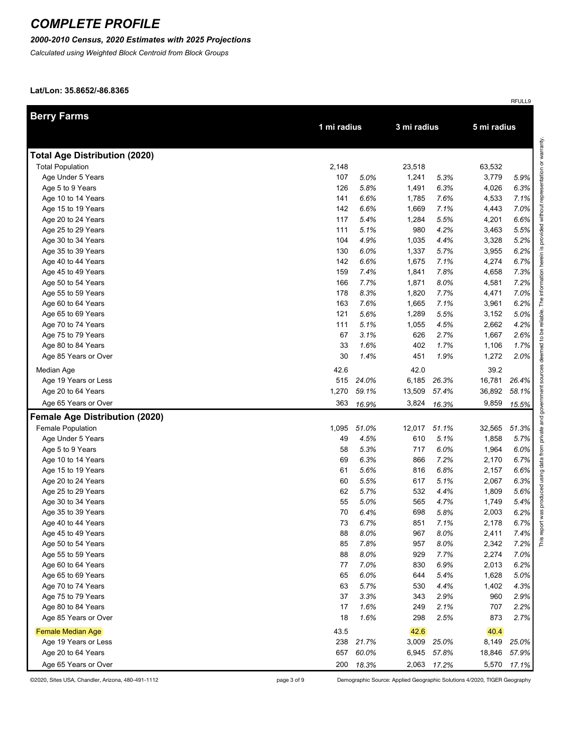# COMPLETE PROFILE

***2000-2010 Census, 2020 Estimates with 2025 Projections***

*Calculated using Weighted Block Centroid from Block Groups*

**Lat/Lon: 35.8652/-86.8365**

RFULL9

| Berry Farms | 1 mi radius | | 3 mi radius | | 5 mi radius | |
|---|---|---|---|---|---|---|
| **Total Age Distribution (2020)** | | | | | | |
| Total Population | 2,148 | | 23,518 | | 63,532 | |
| Age Under 5 Years | 107 | *5.0%* | 1,241 | *5.3%* | 3,779 | *5.9%* |
| Age 5 to 9 Years | 126 | *5.8%* | 1,491 | *6.3%* | 4,026 | *6.3%* |
| Age 10 to 14 Years | 141 | *6.6%* | 1,785 | *7.6%* | 4,533 | *7.1%* |
| Age 15 to 19 Years | 142 | *6.6%* | 1,669 | *7.1%* | 4,443 | *7.0%* |
| Age 20 to 24 Years | 117 | *5.4%* | 1,284 | *5.5%* | 4,201 | *6.6%* |
| Age 25 to 29 Years | 111 | *5.1%* | 980 | *4.2%* | 3,463 | *5.5%* |
| Age 30 to 34 Years | 104 | *4.9%* | 1,035 | *4.4%* | 3,328 | *5.2%* |
| Age 35 to 39 Years | 130 | *6.0%* | 1,337 | *5.7%* | 3,955 | *6.2%* |
| Age 40 to 44 Years | 142 | *6.6%* | 1,675 | *7.1%* | 4,274 | *6.7%* |
| Age 45 to 49 Years | 159 | *7.4%* | 1,841 | *7.8%* | 4,658 | *7.3%* |
| Age 50 to 54 Years | 166 | *7.7%* | 1,871 | *8.0%* | 4,581 | *7.2%* |
| Age 55 to 59 Years | 178 | *8.3%* | 1,820 | *7.7%* | 4,471 | *7.0%* |
| Age 60 to 64 Years | 163 | *7.6%* | 1,665 | *7.1%* | 3,961 | *6.2%* |
| Age 65 to 69 Years | 121 | *5.6%* | 1,289 | *5.5%* | 3,152 | *5.0%* |
| Age 70 to 74 Years | 111 | *5.1%* | 1,055 | *4.5%* | 2,662 | *4.2%* |
| Age 75 to 79 Years | 67 | *3.1%* | 626 | *2.7%* | 1,667 | *2.6%* |
| Age 80 to 84 Years | 33 | *1.6%* | 402 | *1.7%* | 1,106 | *1.7%* |
| Age 85 Years or Over | 30 | *1.4%* | 451 | *1.9%* | 1,272 | *2.0%* |
| Median Age | 42.6 | | 42.0 | | 39.2 | |
| Age 19 Years or Less | 515 | *24.0%* | 6,185 | *26.3%* | 16,781 | *26.4%* |
| Age 20 to 64 Years | 1,270 | *59.1%* | 13,509 | *57.4%* | 36,892 | *58.1%* |
| Age 65 Years or Over | 363 | *16.9%* | 3,824 | *16.3%* | 9,859 | *15.5%* |
| **Female Age Distribution (2020)** | | | | | | |
| Female Population | 1,095 | *51.0%* | 12,017 | *51.1%* | 32,565 | *51.3%* |
| Age Under 5 Years | 49 | *4.5%* | 610 | *5.1%* | 1,858 | *5.7%* |
| Age 5 to 9 Years | 58 | *5.3%* | 717 | *6.0%* | 1,964 | *6.0%* |
| Age 10 to 14 Years | 69 | *6.3%* | 866 | *7.2%* | 2,170 | *6.7%* |
| Age 15 to 19 Years | 61 | *5.6%* | 816 | *6.8%* | 2,157 | *6.6%* |
| Age 20 to 24 Years | 60 | *5.5%* | 617 | *5.1%* | 2,067 | *6.3%* |
| Age 25 to 29 Years | 62 | *5.7%* | 532 | *4.4%* | 1,809 | *5.6%* |
| Age 30 to 34 Years | 55 | *5.0%* | 565 | *4.7%* | 1,749 | *5.4%* |
| Age 35 to 39 Years | 70 | *6.4%* | 698 | *5.8%* | 2,003 | *6.2%* |
| Age 40 to 44 Years | 73 | *6.7%* | 851 | *7.1%* | 2,178 | *6.7%* |
| Age 45 to 49 Years | 88 | *8.0%* | 967 | *8.0%* | 2,411 | *7.4%* |
| Age 50 to 54 Years | 85 | *7.8%* | 957 | *8.0%* | 2,342 | *7.2%* |
| Age 55 to 59 Years | 88 | *8.0%* | 929 | *7.7%* | 2,274 | *7.0%* |
| Age 60 to 64 Years | 77 | *7.0%* | 830 | *6.9%* | 2,013 | *6.2%* |
| Age 65 to 69 Years | 65 | *6.0%* | 644 | *5.4%* | 1,628 | *5.0%* |
| Age 70 to 74 Years | 63 | *5.7%* | 530 | *4.4%* | 1,402 | *4.3%* |
| Age 75 to 79 Years | 37 | *3.3%* | 343 | *2.9%* | 960 | *2.9%* |
| Age 80 to 84 Years | 17 | *1.6%* | 249 | *2.1%* | 707 | *2.2%* |
| Age 85 Years or Over | 18 | *1.6%* | 298 | *2.5%* | 873 | *2.7%* |
| Female Median Age | 43.5 | | 42.6 | | 40.4 | |
| Age 19 Years or Less | 238 | *21.7%* | 3,009 | *25.0%* | 8,149 | *25.0%* |
| Age 20 to 64 Years | 657 | *60.0%* | 6,945 | *57.8%* | 18,846 | *57.9%* |
| Age 65 Years or Over | 200 | *18.3%* | 2,063 | *17.2%* | 5,570 | *17.1%* |

This report was produced using data from private and government sources deemed to be reliable. The information herein is provided without representation or warranty.

©2020, Sites USA, Chandler, Arizona, 480-491-1112

Demographic Source: Applied Geographic Solutions 4/2020, TIGER Geography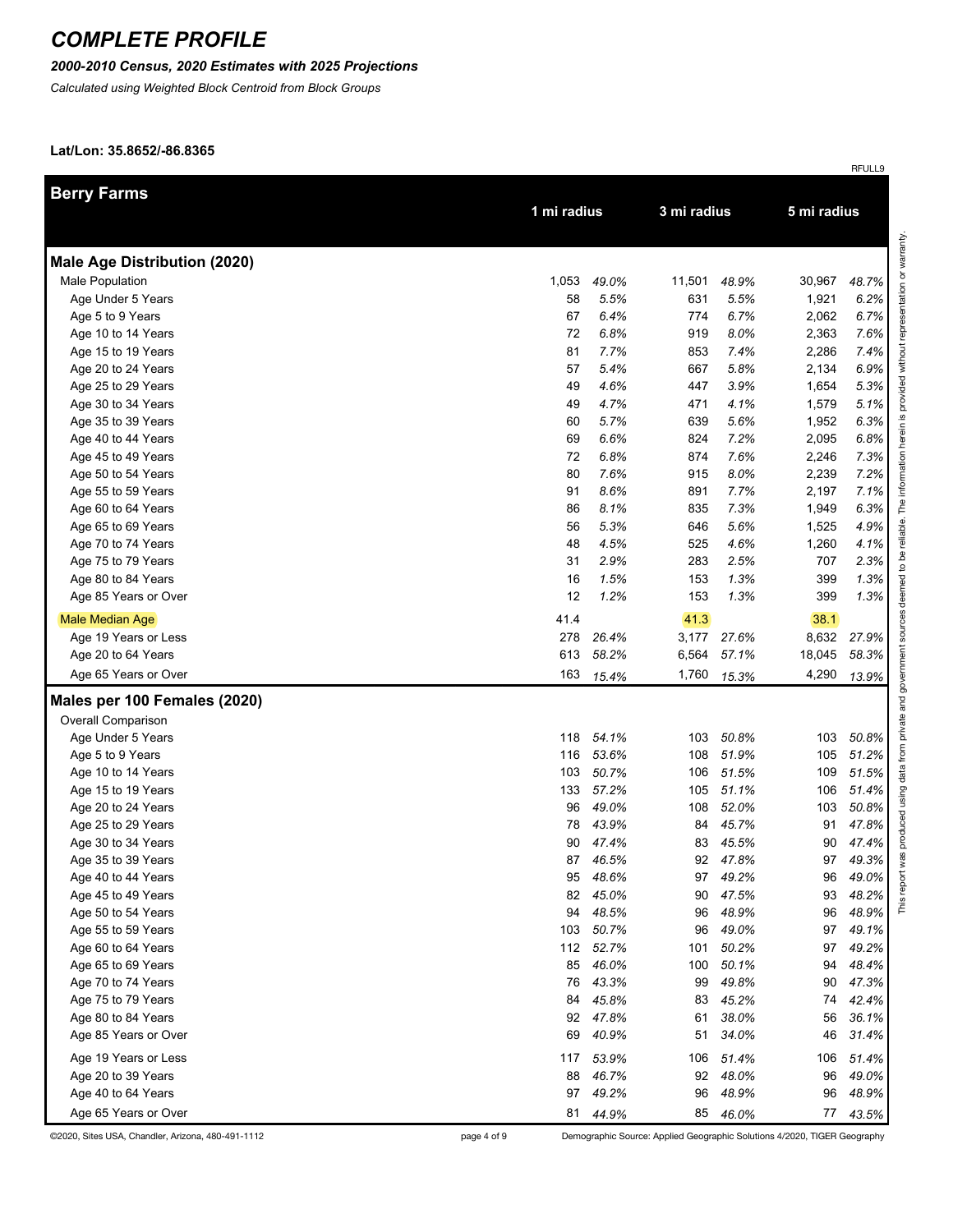# COMPLETE PROFILE

***2000-2010 Census, 2020 Estimates with 2025 Projections***

*Calculated using Weighted Block Centroid from Block Groups*

**Lat/Lon: 35.8652/-86.8365**

RFULL9

| Berry Farms | 1 mi radius | | 3 mi radius | | 5 mi radius | |
|---|---|---|---|---|---|---|
| **Male Age Distribution (2020)** | | | | | | |
| Male Population | 1,053 | *49.0%* | 11,501 | *48.9%* | 30,967 | *48.7%* |
| Age Under 5 Years | 58 | *5.5%* | 631 | *5.5%* | 1,921 | *6.2%* |
| Age 5 to 9 Years | 67 | *6.4%* | 774 | *6.7%* | 2,062 | *6.7%* |
| Age 10 to 14 Years | 72 | *6.8%* | 919 | *8.0%* | 2,363 | *7.6%* |
| Age 15 to 19 Years | 81 | *7.7%* | 853 | *7.4%* | 2,286 | *7.4%* |
| Age 20 to 24 Years | 57 | *5.4%* | 667 | *5.8%* | 2,134 | *6.9%* |
| Age 25 to 29 Years | 49 | *4.6%* | 447 | *3.9%* | 1,654 | *5.3%* |
| Age 30 to 34 Years | 49 | *4.7%* | 471 | *4.1%* | 1,579 | *5.1%* |
| Age 35 to 39 Years | 60 | *5.7%* | 639 | *5.6%* | 1,952 | *6.3%* |
| Age 40 to 44 Years | 69 | *6.6%* | 824 | *7.2%* | 2,095 | *6.8%* |
| Age 45 to 49 Years | 72 | *6.8%* | 874 | *7.6%* | 2,246 | *7.3%* |
| Age 50 to 54 Years | 80 | *7.6%* | 915 | *8.0%* | 2,239 | *7.2%* |
| Age 55 to 59 Years | 91 | *8.6%* | 891 | *7.7%* | 2,197 | *7.1%* |
| Age 60 to 64 Years | 86 | *8.1%* | 835 | *7.3%* | 1,949 | *6.3%* |
| Age 65 to 69 Years | 56 | *5.3%* | 646 | *5.6%* | 1,525 | *4.9%* |
| Age 70 to 74 Years | 48 | *4.5%* | 525 | *4.6%* | 1,260 | *4.1%* |
| Age 75 to 79 Years | 31 | *2.9%* | 283 | *2.5%* | 707 | *2.3%* |
| Age 80 to 84 Years | 16 | *1.5%* | 153 | *1.3%* | 399 | *1.3%* |
| Age 85 Years or Over | 12 | *1.2%* | 153 | *1.3%* | 399 | *1.3%* |
| Male Median Age | 41.4 | | 41.3 | | 38.1 | |
| Age 19 Years or Less | 278 | *26.4%* | 3,177 | *27.6%* | 8,632 | *27.9%* |
| Age 20 to 64 Years | 613 | *58.2%* | 6,564 | *57.1%* | 18,045 | *58.3%* |
| Age 65 Years or Over | 163 | *15.4%* | 1,760 | *15.3%* | 4,290 | *13.9%* |
| **Males per 100 Females (2020)** | | | | | | |
| Overall Comparison | | | | | | |
| Age Under 5 Years | 118 | *54.1%* | 103 | *50.8%* | 103 | *50.8%* |
| Age 5 to 9 Years | 116 | *53.6%* | 108 | *51.9%* | 105 | *51.2%* |
| Age 10 to 14 Years | 103 | *50.7%* | 106 | *51.5%* | 109 | *51.5%* |
| Age 15 to 19 Years | 133 | *57.2%* | 105 | *51.1%* | 106 | *51.4%* |
| Age 20 to 24 Years | 96 | *49.0%* | 108 | *52.0%* | 103 | *50.8%* |
| Age 25 to 29 Years | 78 | *43.9%* | 84 | *45.7%* | 91 | *47.8%* |
| Age 30 to 34 Years | 90 | *47.4%* | 83 | *45.5%* | 90 | *47.4%* |
| Age 35 to 39 Years | 87 | *46.5%* | 92 | *47.8%* | 97 | *49.3%* |
| Age 40 to 44 Years | 95 | *48.6%* | 97 | *49.2%* | 96 | *49.0%* |
| Age 45 to 49 Years | 82 | *45.0%* | 90 | *47.5%* | 93 | *48.2%* |
| Age 50 to 54 Years | 94 | *48.5%* | 96 | *48.9%* | 96 | *48.9%* |
| Age 55 to 59 Years | 103 | *50.7%* | 96 | *49.0%* | 97 | *49.1%* |
| Age 60 to 64 Years | 112 | *52.7%* | 101 | *50.2%* | 97 | *49.2%* |
| Age 65 to 69 Years | 85 | *46.0%* | 100 | *50.1%* | 94 | *48.4%* |
| Age 70 to 74 Years | 76 | *43.3%* | 99 | *49.8%* | 90 | *47.3%* |
| Age 75 to 79 Years | 84 | *45.8%* | 83 | *45.2%* | 74 | *42.4%* |
| Age 80 to 84 Years | 92 | *47.8%* | 61 | *38.0%* | 56 | *36.1%* |
| Age 85 Years or Over | 69 | *40.9%* | 51 | *34.0%* | 46 | *31.4%* |
| Age 19 Years or Less | 117 | *53.9%* | 106 | *51.4%* | 106 | *51.4%* |
| Age 20 to 39 Years | 88 | *46.7%* | 92 | *48.0%* | 96 | *49.0%* |
| Age 40 to 64 Years | 97 | *49.2%* | 96 | *48.9%* | 96 | *48.9%* |
| Age 65 Years or Over | 81 | *44.9%* | 85 | *46.0%* | 77 | *43.5%* |

This report was produced using data from private and government sources deemed to be reliable. The information herein is provided without representation or warranty.

©2020, Sites USA, Chandler, Arizona, 480-491-1112

Demographic Source: Applied Geographic Solutions 4/2020, TIGER Geography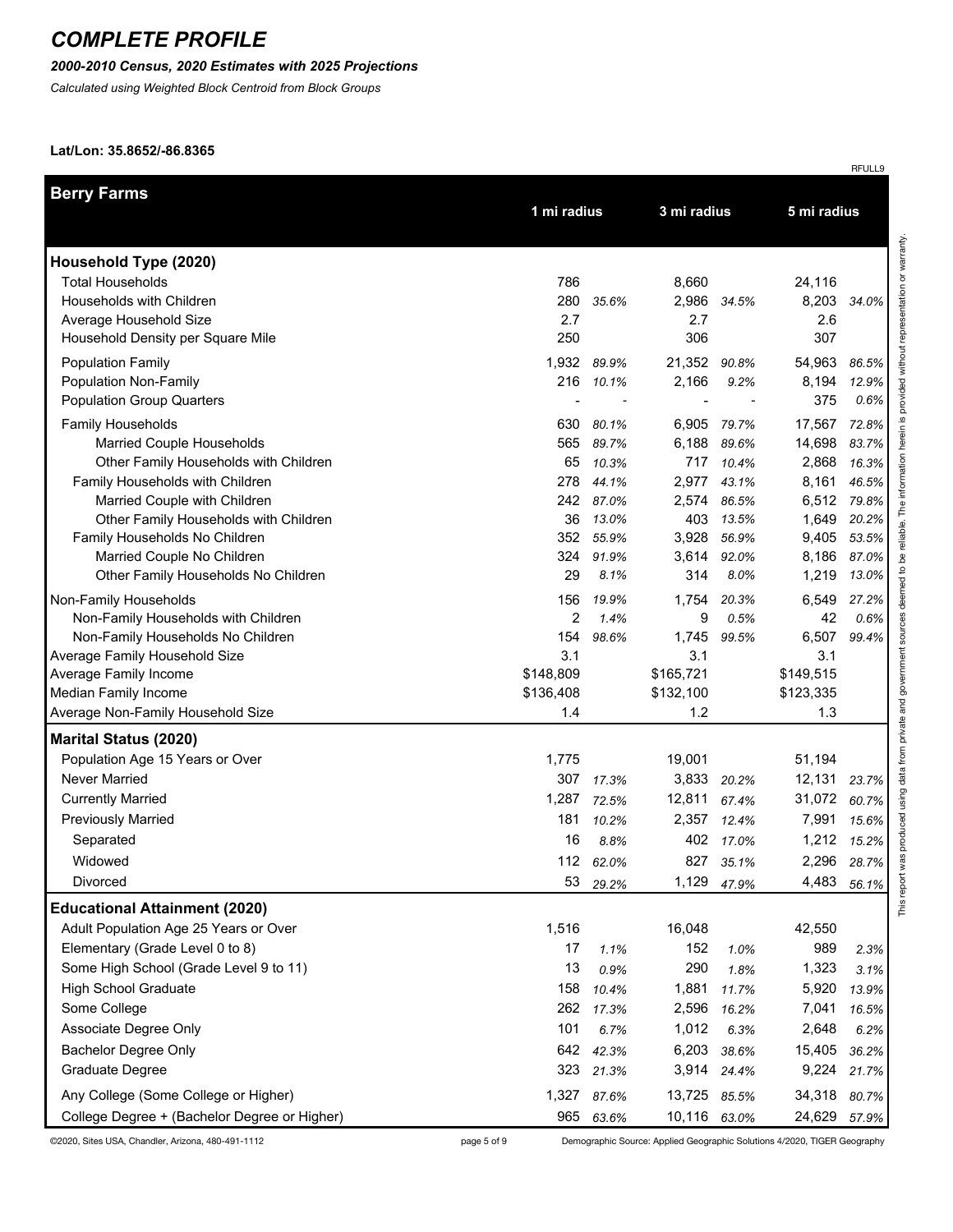# COMPLETE PROFILE

*2000-2010 Census, 2020 Estimates with 2025 Projections*

*Calculated using Weighted Block Centroid from Block Groups*

**Lat/Lon: 35.8652/-86.8365**

RFULL9

| Berry Farms | 1 mi radius | | 3 mi radius | | 5 mi radius | |
|---|---|---|---|---|---|---|
| **Household Type (2020)** | | | | | | |
| Total Households | 786 | | 8,660 | | 24,116 | |
| Households with Children | 280 | 35.6% | 2,986 | 34.5% | 8,203 | 34.0% |
| Average Household Size | 2.7 | | 2.7 | | 2.6 | |
| Household Density per Square Mile | 250 | | 306 | | 307 | |
| Population Family | 1,932 | 89.9% | 21,352 | 90.8% | 54,963 | 86.5% |
| Population Non-Family | 216 | 10.1% | 2,166 | 9.2% | 8,194 | 12.9% |
| Population Group Quarters | - | - | - | - | 375 | 0.6% |
| Family Households | 630 | 80.1% | 6,905 | 79.7% | 17,567 | 72.8% |
| Married Couple Households | 565 | 89.7% | 6,188 | 89.6% | 14,698 | 83.7% |
| Other Family Households with Children | 65 | 10.3% | 717 | 10.4% | 2,868 | 16.3% |
| Family Households with Children | 278 | 44.1% | 2,977 | 43.1% | 8,161 | 46.5% |
| Married Couple with Children | 242 | 87.0% | 2,574 | 86.5% | 6,512 | 79.8% |
| Other Family Households with Children | 36 | 13.0% | 403 | 13.5% | 1,649 | 20.2% |
| Family Households No Children | 352 | 55.9% | 3,928 | 56.9% | 9,405 | 53.5% |
| Married Couple No Children | 324 | 91.9% | 3,614 | 92.0% | 8,186 | 87.0% |
| Other Family Households No Children | 29 | 8.1% | 314 | 8.0% | 1,219 | 13.0% |
| Non-Family Households | 156 | 19.9% | 1,754 | 20.3% | 6,549 | 27.2% |
| Non-Family Households with Children | 2 | 1.4% | 9 | 0.5% | 42 | 0.6% |
| Non-Family Households No Children | 154 | 98.6% | 1,745 | 99.5% | 6,507 | 99.4% |
| Average Family Household Size | 3.1 | | 3.1 | | 3.1 | |
| Average Family Income | $148,809 | | $165,721 | | $149,515 | |
| Median Family Income | $136,408 | | $132,100 | | $123,335 | |
| Average Non-Family Household Size | 1.4 | | 1.2 | | 1.3 | |
| **Marital Status (2020)** | | | | | | |
| Population Age 15 Years or Over | 1,775 | | 19,001 | | 51,194 | |
| Never Married | 307 | 17.3% | 3,833 | 20.2% | 12,131 | 23.7% |
| Currently Married | 1,287 | 72.5% | 12,811 | 67.4% | 31,072 | 60.7% |
| Previously Married | 181 | 10.2% | 2,357 | 12.4% | 7,991 | 15.6% |
| Separated | 16 | 8.8% | 402 | 17.0% | 1,212 | 15.2% |
| Widowed | 112 | 62.0% | 827 | 35.1% | 2,296 | 28.7% |
| Divorced | 53 | 29.2% | 1,129 | 47.9% | 4,483 | 56.1% |
| **Educational Attainment (2020)** | | | | | | |
| Adult Population Age 25 Years or Over | 1,516 | | 16,048 | | 42,550 | |
| Elementary (Grade Level 0 to 8) | 17 | 1.1% | 152 | 1.0% | 989 | 2.3% |
| Some High School (Grade Level 9 to 11) | 13 | 0.9% | 290 | 1.8% | 1,323 | 3.1% |
| High School Graduate | 158 | 10.4% | 1,881 | 11.7% | 5,920 | 13.9% |
| Some College | 262 | 17.3% | 2,596 | 16.2% | 7,041 | 16.5% |
| Associate Degree Only | 101 | 6.7% | 1,012 | 6.3% | 2,648 | 6.2% |
| Bachelor Degree Only | 642 | 42.3% | 6,203 | 38.6% | 15,405 | 36.2% |
| Graduate Degree | 323 | 21.3% | 3,914 | 24.4% | 9,224 | 21.7% |
| Any College (Some College or Higher) | 1,327 | 87.6% | 13,725 | 85.5% | 34,318 | 80.7% |
| College Degree + (Bachelor Degree or Higher) | 965 | 63.6% | 10,116 | 63.0% | 24,629 | 57.9% |

This report was produced using data from private and government sources deemed to be reliable. The information herein is provided without representation or warranty.

©2020, Sites USA, Chandler, Arizona, 480-491-1112

Demographic Source: Applied Geographic Solutions 4/2020, TIGER Geography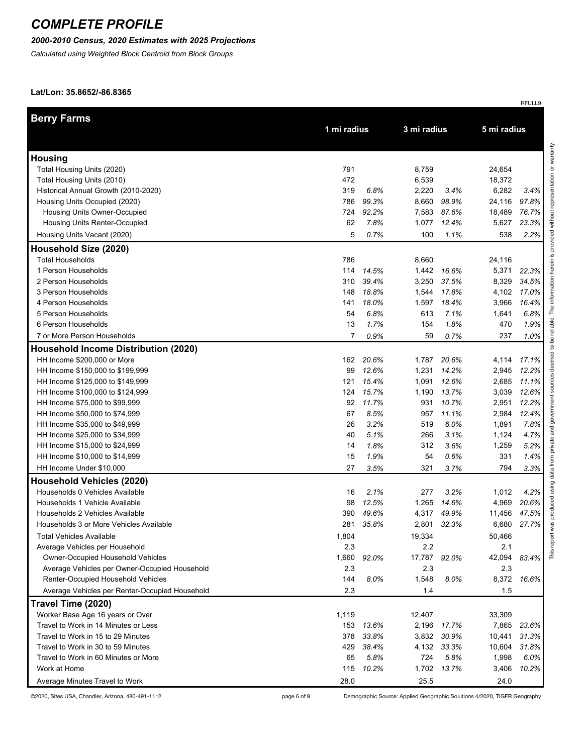# COMPLETE PROFILE

***2000-2010 Census, 2020 Estimates with 2025 Projections***

*Calculated using Weighted Block Centroid from Block Groups*

**Lat/Lon: 35.8652/-86.8365**

RFULL9

| Berry Farms | 1 mi radius | | 3 mi radius | | 5 mi radius | |
|---|---|---|---|---|---|---|
| **Housing** | | | | | | |
| Total Housing Units (2020) | 791 | | 8,759 | | 24,654 | |
| Total Housing Units (2010) | 472 | | 6,539 | | 18,372 | |
| Historical Annual Growth (2010-2020) | 319 | *6.8%* | 2,220 | *3.4%* | 6,282 | *3.4%* |
| Housing Units Occupied (2020) | 786 | *99.3%* | 8,660 | *98.9%* | 24,116 | *97.8%* |
| Housing Units Owner-Occupied | 724 | *92.2%* | 7,583 | *87.6%* | 18,489 | *76.7%* |
| Housing Units Renter-Occupied | 62 | *7.8%* | 1,077 | *12.4%* | 5,627 | *23.3%* |
| Housing Units Vacant (2020) | 5 | *0.7%* | 100 | *1.1%* | 538 | *2.2%* |
| **Household Size (2020)** | | | | | | |
| Total Households | 786 | | 8,660 | | 24,116 | |
| 1 Person Households | 114 | *14.5%* | 1,442 | *16.6%* | 5,371 | *22.3%* |
| 2 Person Households | 310 | *39.4%* | 3,250 | *37.5%* | 8,329 | *34.5%* |
| 3 Person Households | 148 | *18.8%* | 1,544 | *17.8%* | 4,102 | *17.0%* |
| 4 Person Households | 141 | *18.0%* | 1,597 | *18.4%* | 3,966 | *16.4%* |
| 5 Person Households | 54 | *6.8%* | 613 | *7.1%* | 1,641 | *6.8%* |
| 6 Person Households | 13 | *1.7%* | 154 | *1.8%* | 470 | *1.9%* |
| 7 or More Person Households | 7 | *0.9%* | 59 | *0.7%* | 237 | *1.0%* |
| **Household Income Distribution (2020)** | | | | | | |
| HH Income $200,000 or More | 162 | *20.6%* | 1,787 | *20.6%* | 4,114 | *17.1%* |
| HH Income $150,000 to $199,999 | 99 | *12.6%* | 1,231 | *14.2%* | 2,945 | *12.2%* |
| HH Income $125,000 to $149,999 | 121 | *15.4%* | 1,091 | *12.6%* | 2,685 | *11.1%* |
| HH Income $100,000 to $124,999 | 124 | *15.7%* | 1,190 | *13.7%* | 3,039 | *12.6%* |
| HH Income $75,000 to $99,999 | 92 | *11.7%* | 931 | *10.7%* | 2,951 | *12.2%* |
| HH Income $50,000 to $74,999 | 67 | *8.5%* | 957 | *11.1%* | 2,984 | *12.4%* |
| HH Income $35,000 to $49,999 | 26 | *3.2%* | 519 | *6.0%* | 1,891 | *7.8%* |
| HH Income $25,000 to $34,999 | 40 | *5.1%* | 266 | *3.1%* | 1,124 | *4.7%* |
| HH Income $15,000 to $24,999 | 14 | *1.8%* | 312 | *3.6%* | 1,259 | *5.2%* |
| HH Income $10,000 to $14,999 | 15 | *1.9%* | 54 | *0.6%* | 331 | *1.4%* |
| HH Income Under $10,000 | 27 | *3.5%* | 321 | *3.7%* | 794 | *3.3%* |
| **Household Vehicles (2020)** | | | | | | |
| Households 0 Vehicles Available | 16 | *2.1%* | 277 | *3.2%* | 1,012 | *4.2%* |
| Households 1 Vehicle Available | 98 | *12.5%* | 1,265 | *14.6%* | 4,969 | *20.6%* |
| Households 2 Vehicles Available | 390 | *49.6%* | 4,317 | *49.9%* | 11,456 | *47.5%* |
| Households 3 or More Vehicles Available | 281 | *35.8%* | 2,801 | *32.3%* | 6,680 | *27.7%* |
| Total Vehicles Available | 1,804 | | 19,334 | | 50,466 | |
| Average Vehicles per Household | 2.3 | | 2.2 | | 2.1 | |
| Owner-Occupied Household Vehicles | 1,660 | *92.0%* | 17,787 | *92.0%* | 42,094 | *83.4%* |
| Average Vehicles per Owner-Occupied Household | 2.3 | | 2.3 | | 2.3 | |
| Renter-Occupied Household Vehicles | 144 | *8.0%* | 1,548 | *8.0%* | 8,372 | *16.6%* |
| Average Vehicles per Renter-Occupied Household | 2.3 | | 1.4 | | 1.5 | |
| **Travel Time (2020)** | | | | | | |
| Worker Base Age 16 years or Over | 1,119 | | 12,407 | | 33,309 | |
| Travel to Work in 14 Minutes or Less | 153 | *13.6%* | 2,196 | *17.7%* | 7,865 | *23.6%* |
| Travel to Work in 15 to 29 Minutes | 378 | *33.8%* | 3,832 | *30.9%* | 10,441 | *31.3%* |
| Travel to Work in 30 to 59 Minutes | 429 | *38.4%* | 4,132 | *33.3%* | 10,604 | *31.8%* |
| Travel to Work in 60 Minutes or More | 65 | *5.8%* | 724 | *5.8%* | 1,998 | *6.0%* |
| Work at Home | 115 | *10.2%* | 1,702 | *13.7%* | 3,406 | *10.2%* |
| Average Minutes Travel to Work | 28.0 | | 25.5 | | 24.0 | |

This report was produced using data from private and government sources deemed to be reliable. The information herein is provided without representation or warranty.

©2020, Sites USA, Chandler, Arizona, 480-491-1112

Demographic Source: Applied Geographic Solutions 4/2020, TIGER Geography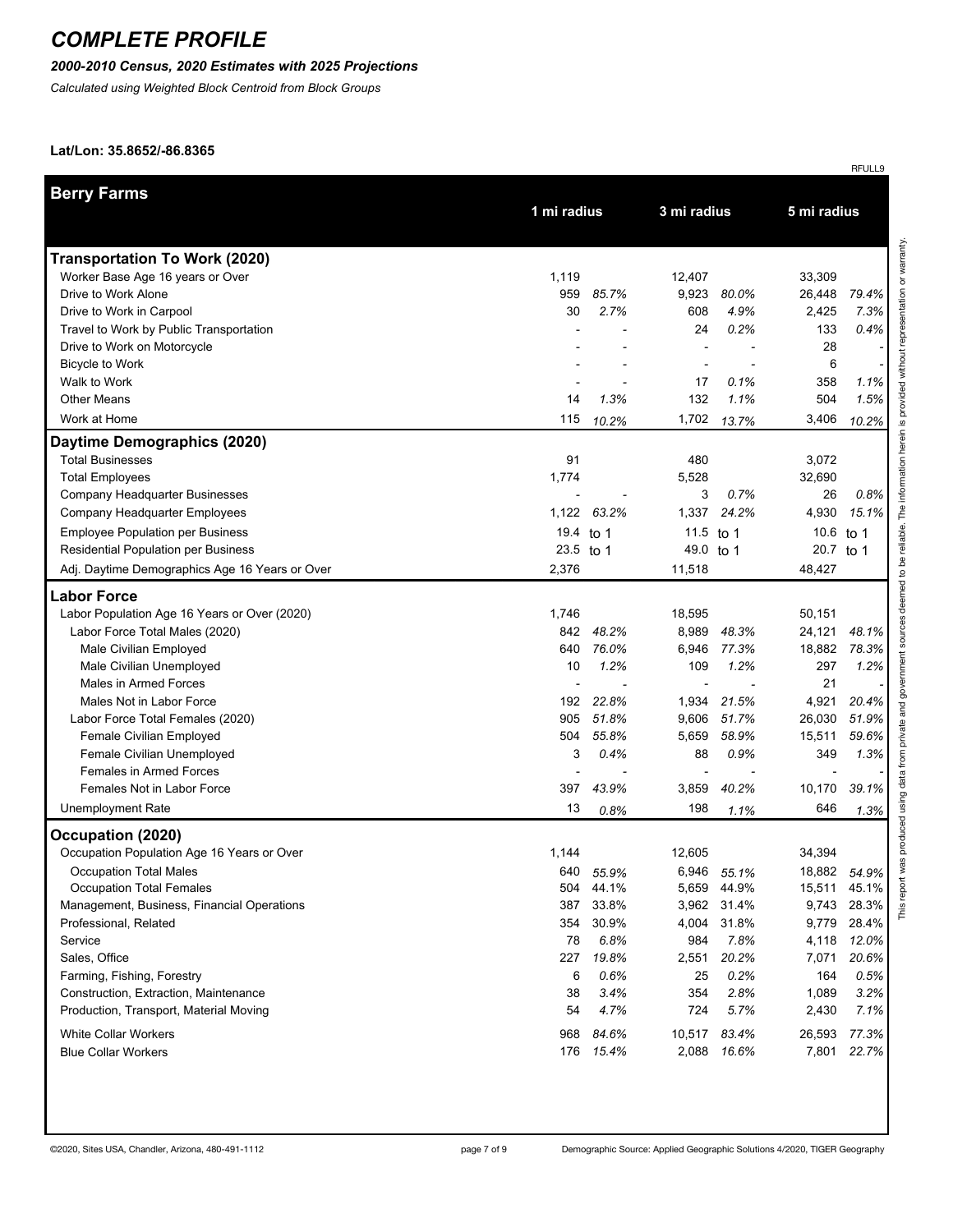# COMPLETE PROFILE

***2000-2010 Census, 2020 Estimates with 2025 Projections***

*Calculated using Weighted Block Centroid from Block Groups*

**Lat/Lon: 35.8652/-86.8365**

RFULL9

| Berry Farms | 1 mi radius | | 3 mi radius | | 5 mi radius | |
|---|---|---|---|---|---|---|
| **Transportation To Work (2020)** | | | | | | |
| Worker Base Age 16 years or Over | 1,119 | | 12,407 | | 33,309 | |
| Drive to Work Alone | 959 | *85.7%* | 9,923 | *80.0%* | 26,448 | *79.4%* |
| Drive to Work in Carpool | 30 | *2.7%* | 608 | *4.9%* | 2,425 | *7.3%* |
| Travel to Work by Public Transportation | - | - | 24 | *0.2%* | 133 | *0.4%* |
| Drive to Work on Motorcycle | - | - | - | - | 28 | - |
| Bicycle to Work | - | - | - | - | 6 | - |
| Walk to Work | - | - | 17 | *0.1%* | 358 | *1.1%* |
| Other Means | 14 | *1.3%* | 132 | *1.1%* | 504 | *1.5%* |
| Work at Home | 115 | *10.2%* | 1,702 | *13.7%* | 3,406 | *10.2%* |
| **Daytime Demographics (2020)** | | | | | | |
| Total Businesses | 91 | | 480 | | 3,072 | |
| Total Employees | 1,774 | | 5,528 | | 32,690 | |
| Company Headquarter Businesses | - | - | 3 | *0.7%* | 26 | *0.8%* |
| Company Headquarter Employees | 1,122 | *63.2%* | 1,337 | *24.2%* | 4,930 | *15.1%* |
| Employee Population per Business | 19.4 | to 1 | 11.5 | to 1 | 10.6 | to 1 |
| Residential Population per Business | 23.5 | to 1 | 49.0 | to 1 | 20.7 | to 1 |
| Adj. Daytime Demographics Age 16 Years or Over | 2,376 | | 11,518 | | 48,427 | |
| **Labor Force** | | | | | | |
| Labor Population Age 16 Years or Over (2020) | 1,746 | | 18,595 | | 50,151 | |
| Labor Force Total Males (2020) | 842 | *48.2%* | 8,989 | *48.3%* | 24,121 | *48.1%* |
| Male Civilian Employed | 640 | *76.0%* | 6,946 | *77.3%* | 18,882 | *78.3%* |
| Male Civilian Unemployed | 10 | *1.2%* | 109 | *1.2%* | 297 | *1.2%* |
| Males in Armed Forces | - | - | - | - | 21 | - |
| Males Not in Labor Force | 192 | *22.8%* | 1,934 | *21.5%* | 4,921 | *20.4%* |
| Labor Force Total Females (2020) | 905 | *51.8%* | 9,606 | *51.7%* | 26,030 | *51.9%* |
| Female Civilian Employed | 504 | *55.8%* | 5,659 | *58.9%* | 15,511 | *59.6%* |
| Female Civilian Unemployed | 3 | *0.4%* | 88 | *0.9%* | 349 | *1.3%* |
| Females in Armed Forces | - | - | - | - | - | - |
| Females Not in Labor Force | 397 | *43.9%* | 3,859 | *40.2%* | 10,170 | *39.1%* |
| Unemployment Rate | 13 | *0.8%* | 198 | *1.1%* | 646 | *1.3%* |
| **Occupation (2020)** | | | | | | |
| Occupation Population Age 16 Years or Over | 1,144 | | 12,605 | | 34,394 | |
| Occupation Total Males | 640 | *55.9%* | 6,946 | *55.1%* | 18,882 | *54.9%* |
| Occupation Total Females | 504 | 44.1% | 5,659 | 44.9% | 15,511 | 45.1% |
| Management, Business, Financial Operations | 387 | 33.8% | 3,962 | 31.4% | 9,743 | 28.3% |
| Professional, Related | 354 | 30.9% | 4,004 | 31.8% | 9,779 | 28.4% |
| Service | 78 | *6.8%* | 984 | *7.8%* | 4,118 | *12.0%* |
| Sales, Office | 227 | *19.8%* | 2,551 | *20.2%* | 7,071 | *20.6%* |
| Farming, Fishing, Forestry | 6 | *0.6%* | 25 | *0.2%* | 164 | *0.5%* |
| Construction, Extraction, Maintenance | 38 | *3.4%* | 354 | *2.8%* | 1,089 | *3.2%* |
| Production, Transport, Material Moving | 54 | *4.7%* | 724 | *5.7%* | 2,430 | *7.1%* |
| White Collar Workers | 968 | *84.6%* | 10,517 | *83.4%* | 26,593 | *77.3%* |
| Blue Collar Workers | 176 | *15.4%* | 2,088 | *16.6%* | 7,801 | *22.7%* |

This report was produced using data from private and government sources deemed to be reliable. The information herein is provided without representation or warranty.

©2020, Sites USA, Chandler, Arizona, 480-491-1112 — Demographic Source: Applied Geographic Solutions 4/2020, TIGER Geography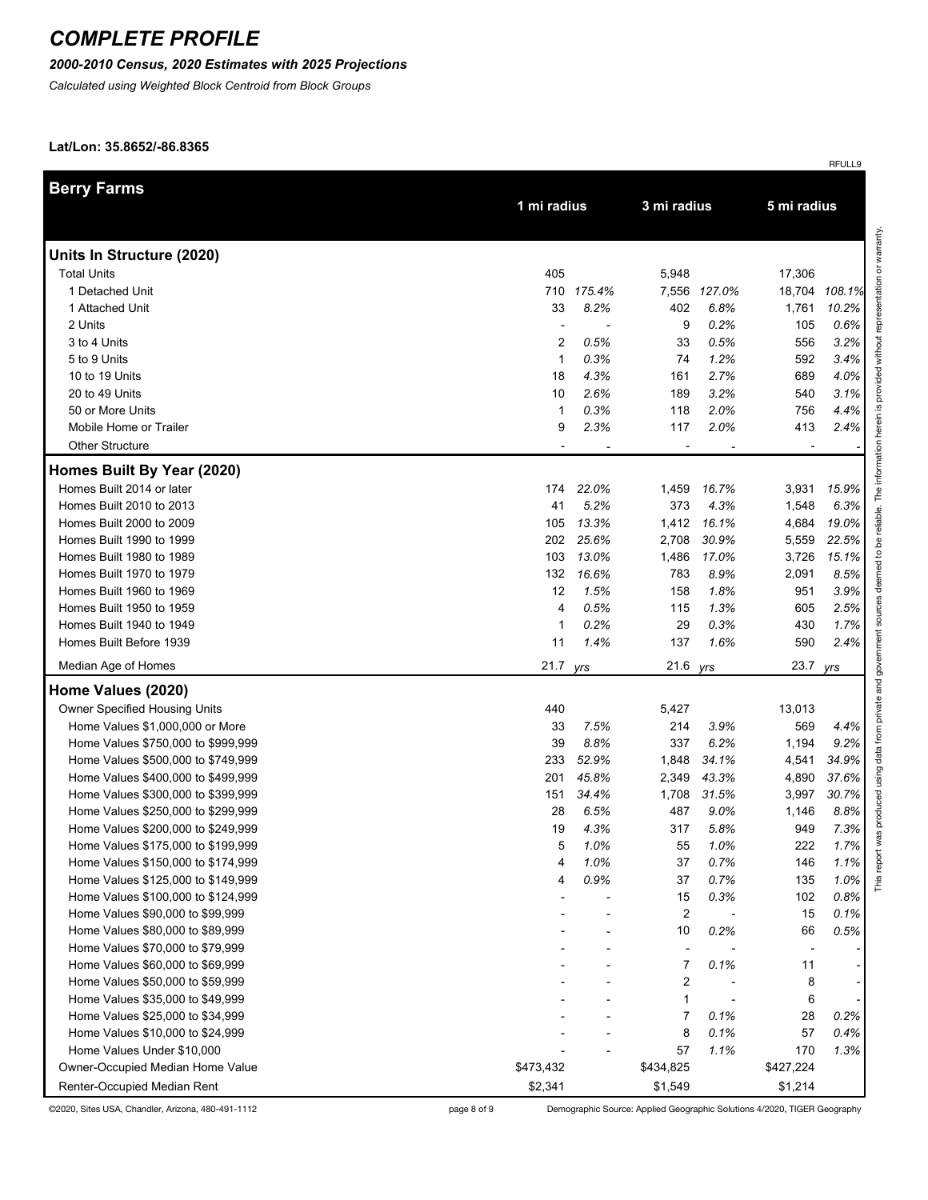# COMPLETE PROFILE

***2000-2010 Census, 2020 Estimates with 2025 Projections***

*Calculated using Weighted Block Centroid from Block Groups*

**Lat/Lon: 35.8652/-86.8365**

RFULL9

| Berry Farms | 1 mi radius | | 3 mi radius | | 5 mi radius | |
|---|---|---|---|---|---|---|
| **Units In Structure (2020)** | | | | | | |
| Total Units | 405 | | 5,948 | | 17,306 | |
| 1 Detached Unit | 710 | *175.4%* | 7,556 | *127.0%* | 18,704 | *108.1%* |
| 1 Attached Unit | 33 | *8.2%* | 402 | *6.8%* | 1,761 | *10.2%* |
| 2 Units | - | - | 9 | *0.2%* | 105 | *0.6%* |
| 3 to 4 Units | 2 | *0.5%* | 33 | *0.5%* | 556 | *3.2%* |
| 5 to 9 Units | 1 | *0.3%* | 74 | *1.2%* | 592 | *3.4%* |
| 10 to 19 Units | 18 | *4.3%* | 161 | *2.7%* | 689 | *4.0%* |
| 20 to 49 Units | 10 | *2.6%* | 189 | *3.2%* | 540 | *3.1%* |
| 50 or More Units | 1 | *0.3%* | 118 | *2.0%* | 756 | *4.4%* |
| Mobile Home or Trailer | 9 | *2.3%* | 117 | *2.0%* | 413 | *2.4%* |
| Other Structure | - | - | - | - | - | - |
| **Homes Built By Year (2020)** | | | | | | |
| Homes Built 2014 or later | 174 | *22.0%* | 1,459 | *16.7%* | 3,931 | *15.9%* |
| Homes Built 2010 to 2013 | 41 | *5.2%* | 373 | *4.3%* | 1,548 | *6.3%* |
| Homes Built 2000 to 2009 | 105 | *13.3%* | 1,412 | *16.1%* | 4,684 | *19.0%* |
| Homes Built 1990 to 1999 | 202 | *25.6%* | 2,708 | *30.9%* | 5,559 | *22.5%* |
| Homes Built 1980 to 1989 | 103 | *13.0%* | 1,486 | *17.0%* | 3,726 | *15.1%* |
| Homes Built 1970 to 1979 | 132 | *16.6%* | 783 | *8.9%* | 2,091 | *8.5%* |
| Homes Built 1960 to 1969 | 12 | *1.5%* | 158 | *1.8%* | 951 | *3.9%* |
| Homes Built 1950 to 1959 | 4 | *0.5%* | 115 | *1.3%* | 605 | *2.5%* |
| Homes Built 1940 to 1949 | 1 | *0.2%* | 29 | *0.3%* | 430 | *1.7%* |
| Homes Built Before 1939 | 11 | *1.4%* | 137 | *1.6%* | 590 | *2.4%* |
| Median Age of Homes | 21.7 | *yrs* | 21.6 | *yrs* | 23.7 | *yrs* |
| **Home Values (2020)** | | | | | | |
| Owner Specified Housing Units | 440 | | 5,427 | | 13,013 | |
| Home Values $1,000,000 or More | 33 | *7.5%* | 214 | *3.9%* | 569 | *4.4%* |
| Home Values $750,000 to $999,999 | 39 | *8.8%* | 337 | *6.2%* | 1,194 | *9.2%* |
| Home Values $500,000 to $749,999 | 233 | *52.9%* | 1,848 | *34.1%* | 4,541 | *34.9%* |
| Home Values $400,000 to $499,999 | 201 | *45.8%* | 2,349 | *43.3%* | 4,890 | *37.6%* |
| Home Values $300,000 to $399,999 | 151 | *34.4%* | 1,708 | *31.5%* | 3,997 | *30.7%* |
| Home Values $250,000 to $299,999 | 28 | *6.5%* | 487 | *9.0%* | 1,146 | *8.8%* |
| Home Values $200,000 to $249,999 | 19 | *4.3%* | 317 | *5.8%* | 949 | *7.3%* |
| Home Values $175,000 to $199,999 | 5 | *1.0%* | 55 | *1.0%* | 222 | *1.7%* |
| Home Values $150,000 to $174,999 | 4 | *1.0%* | 37 | *0.7%* | 146 | *1.1%* |
| Home Values $125,000 to $149,999 | 4 | *0.9%* | 37 | *0.7%* | 135 | *1.0%* |
| Home Values $100,000 to $124,999 | - | - | 15 | *0.3%* | 102 | *0.8%* |
| Home Values $90,000 to $99,999 | - | - | 2 | - | 15 | *0.1%* |
| Home Values $80,000 to $89,999 | - | - | 10 | *0.2%* | 66 | *0.5%* |
| Home Values $70,000 to $79,999 | - | - | - | - | - | - |
| Home Values $60,000 to $69,999 | - | - | 7 | *0.1%* | 11 | - |
| Home Values $50,000 to $59,999 | - | - | 2 | - | 8 | - |
| Home Values $35,000 to $49,999 | - | - | 1 | - | 6 | - |
| Home Values $25,000 to $34,999 | - | - | 7 | *0.1%* | 28 | *0.2%* |
| Home Values $10,000 to $24,999 | - | - | 8 | *0.1%* | 57 | *0.4%* |
| Home Values Under $10,000 | - | - | 57 | *1.1%* | 170 | *1.3%* |
| Owner-Occupied Median Home Value | $473,432 | | $434,825 | | $427,224 | |
| Renter-Occupied Median Rent | $2,341 | | $1,549 | | $1,214 | |

This report was produced using data from private and government sources deemed to be reliable. The information herein is provided without representation or warranty.

©2020, Sites USA, Chandler, Arizona, 480-491-1112

Demographic Source: Applied Geographic Solutions 4/2020, TIGER Geography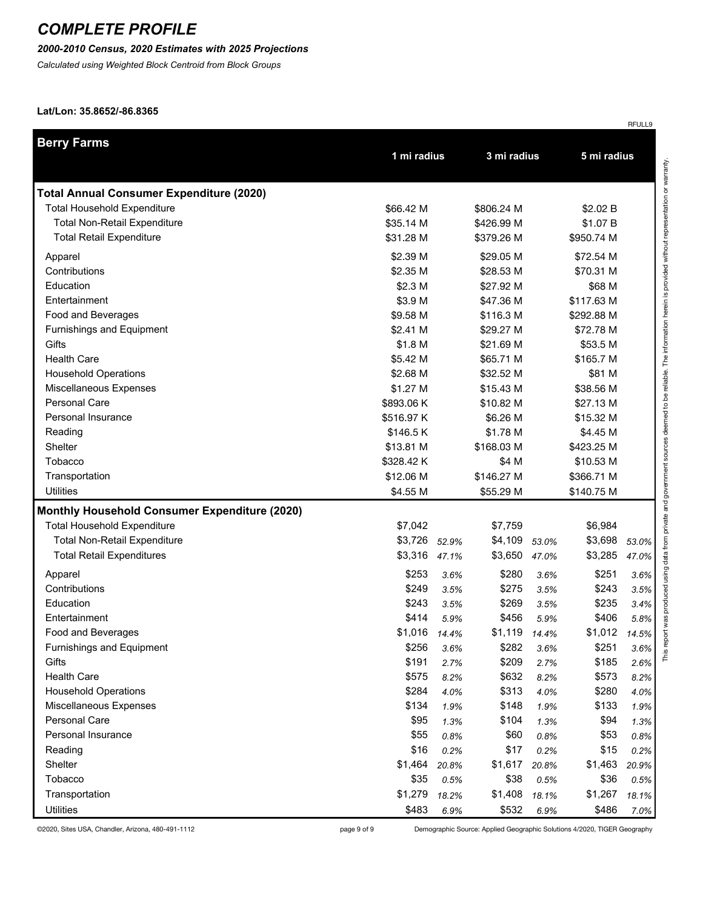# COMPLETE PROFILE

***2000-2010 Census, 2020 Estimates with 2025 Projections***

*Calculated using Weighted Block Centroid from Block Groups*

**Lat/Lon: 35.8652/-86.8365**

RFULL9

| Berry Farms | 1 mi radius | | 3 mi radius | | 5 mi radius | |
|---|---|---|---|---|---|---|
| **Total Annual Consumer Expenditure (2020)** | | | | | | |
| Total Household Expenditure | $66.42 M | | $806.24 M | | $2.02 B | |
| Total Non-Retail Expenditure | $35.14 M | | $426.99 M | | $1.07 B | |
| Total Retail Expenditure | $31.28 M | | $379.26 M | | $950.74 M | |
| Apparel | $2.39 M | | $29.05 M | | $72.54 M | |
| Contributions | $2.35 M | | $28.53 M | | $70.31 M | |
| Education | $2.3 M | | $27.92 M | | $68 M | |
| Entertainment | $3.9 M | | $47.36 M | | $117.63 M | |
| Food and Beverages | $9.58 M | | $116.3 M | | $292.88 M | |
| Furnishings and Equipment | $2.41 M | | $29.27 M | | $72.78 M | |
| Gifts | $1.8 M | | $21.69 M | | $53.5 M | |
| Health Care | $5.42 M | | $65.71 M | | $165.7 M | |
| Household Operations | $2.68 M | | $32.52 M | | $81 M | |
| Miscellaneous Expenses | $1.27 M | | $15.43 M | | $38.56 M | |
| Personal Care | $893.06 K | | $10.82 M | | $27.13 M | |
| Personal Insurance | $516.97 K | | $6.26 M | | $15.32 M | |
| Reading | $146.5 K | | $1.78 M | | $4.45 M | |
| Shelter | $13.81 M | | $168.03 M | | $423.25 M | |
| Tobacco | $328.42 K | | $4 M | | $10.53 M | |
| Transportation | $12.06 M | | $146.27 M | | $366.71 M | |
| Utilities | $4.55 M | | $55.29 M | | $140.75 M | |
| **Monthly Household Consumer Expenditure (2020)** | | | | | | |
| Total Household Expenditure | $7,042 | | $7,759 | | $6,984 | |
| Total Non-Retail Expenditure | $3,726 | *52.9%* | $4,109 | *53.0%* | $3,698 | *53.0%* |
| Total Retail Expenditures | $3,316 | *47.1%* | $3,650 | *47.0%* | $3,285 | *47.0%* |
| Apparel | $253 | *3.6%* | $280 | *3.6%* | $251 | *3.6%* |
| Contributions | $249 | *3.5%* | $275 | *3.5%* | $243 | *3.5%* |
| Education | $243 | *3.5%* | $269 | *3.5%* | $235 | *3.4%* |
| Entertainment | $414 | *5.9%* | $456 | *5.9%* | $406 | *5.8%* |
| Food and Beverages | $1,016 | *14.4%* | $1,119 | *14.4%* | $1,012 | *14.5%* |
| Furnishings and Equipment | $256 | *3.6%* | $282 | *3.6%* | $251 | *3.6%* |
| Gifts | $191 | *2.7%* | $209 | *2.7%* | $185 | *2.6%* |
| Health Care | $575 | *8.2%* | $632 | *8.2%* | $573 | *8.2%* |
| Household Operations | $284 | *4.0%* | $313 | *4.0%* | $280 | *4.0%* |
| Miscellaneous Expenses | $134 | *1.9%* | $148 | *1.9%* | $133 | *1.9%* |
| Personal Care | $95 | *1.3%* | $104 | *1.3%* | $94 | *1.3%* |
| Personal Insurance | $55 | *0.8%* | $60 | *0.8%* | $53 | *0.8%* |
| Reading | $16 | *0.2%* | $17 | *0.2%* | $15 | *0.2%* |
| Shelter | $1,464 | *20.8%* | $1,617 | *20.8%* | $1,463 | *20.9%* |
| Tobacco | $35 | *0.5%* | $38 | *0.5%* | $36 | *0.5%* |
| Transportation | $1,279 | *18.2%* | $1,408 | *18.1%* | $1,267 | *18.1%* |
| Utilities | $483 | *6.9%* | $532 | *6.9%* | $486 | *7.0%* |

This report was produced using data from private and government sources deemed to be reliable. The information herein is provided without representation or warranty.

©2020, Sites USA, Chandler, Arizona, 480-491-1112

Demographic Source: Applied Geographic Solutions 4/2020, TIGER Geography